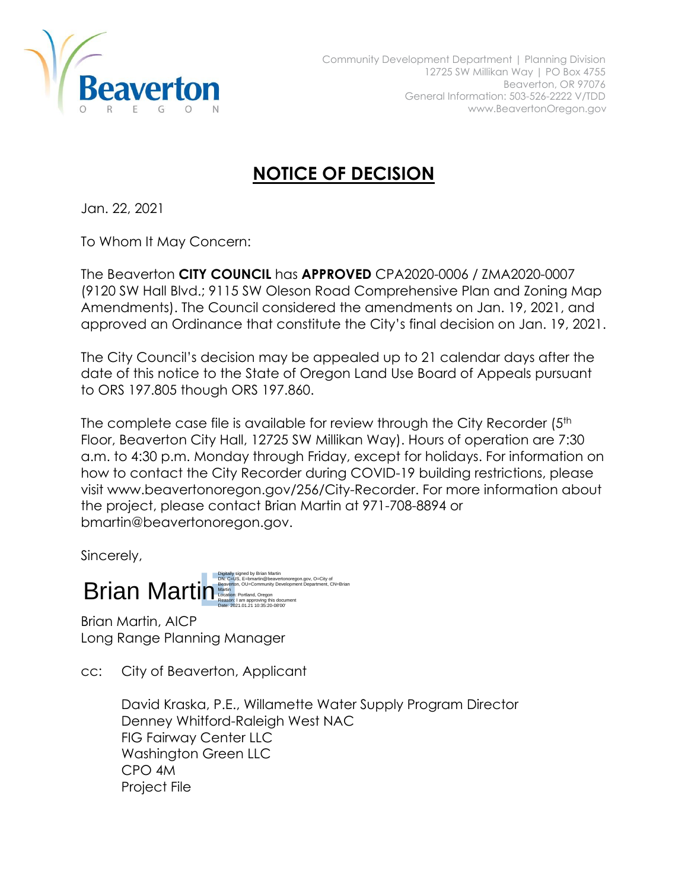Community Development Department | Planning Division
12725 SW Millikan Way | PO Box 4755
Beaverton, OR 97076
General Information: 503-526-2222 V/TDD
www.BeavertonOregon.gov

# NOTICE OF DECISION

Jan. 22, 2021

To Whom It May Concern:

The Beaverton **CITY COUNCIL** has **APPROVED** CPA2020-0006 / ZMA2020-0007 (9120 SW Hall Blvd.; 9115 SW Oleson Road Comprehensive Plan and Zoning Map Amendments). The Council considered the amendments on Jan. 19, 2021, and approved an Ordinance that constitute the City's final decision on Jan. 19, 2021.

The City Council's decision may be appealed up to 21 calendar days after the date of this notice to the State of Oregon Land Use Board of Appeals pursuant to ORS 197.805 though ORS 197.860.

The complete case file is available for review through the City Recorder (5th Floor, Beaverton City Hall, 12725 SW Millikan Way). Hours of operation are 7:30 a.m. to 4:30 p.m. Monday through Friday, except for holidays. For information on how to contact the City Recorder during COVID-19 building restrictions, please visit www.beavertonoregon.gov/256/City-Recorder. For more information about the project, please contact Brian Martin at 971-708-8894 or bmartin@beavertonoregon.gov.

Sincerely,

Brian Martin

Digitally signed by Brian Martin
DN: C=US, E=bmartin@beavertonoregon.gov, O=City of Beaverton, OU=Community Development Department, CN=Brian Martin
Location: Portland, Oregon
Reason: I am approving this document
Date: 2021.01.21 10:35:20-08'00'

Brian Martin, AICP
Long Range Planning Manager

cc: City of Beaverton, Applicant

David Kraska, P.E., Willamette Water Supply Program Director
Denney Whitford-Raleigh West NAC
FIG Fairway Center LLC
Washington Green LLC
CPO 4M
Project File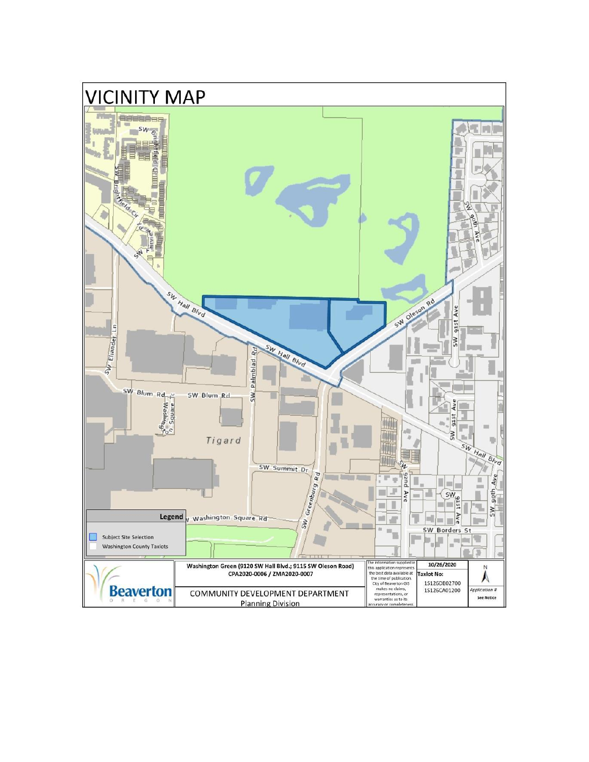# VICINITY MAP

SW Hall Blvd

SW Oleson Rd

SW Brightfield Cir

SW Fairview

SW Elander Ln

SW Blum Rd

SW Palmblad Rd

Washington Square Ct

Tigard

SW Summit Dr

SW Greenburg Rd

SW Washington Square Rd

SW 92nd Ave

SW 91st Ave

SW 90th Ave

SW Borders St

**Legend**

- Subject Site Selection
- Washington County Taxlots

Beaverton OREGON

**Washington Green (9120 SW Hall Blvd.; 9115 SW Oleson Road)**
**CPA2020-0006 / ZMA2020-0007**

COMMUNITY DEVELOPMENT DEPARTMENT
Planning Division

The information supplied in this application represents the best data available at the time of publication. City of Beaverton GIS makes no claims, representations, or warranties as to its accuracy or completeness.

**10/26/2020**

**Taxlot No:**
1S126DB02700
1S126CA01200

N

*Application #*
**See Notice**